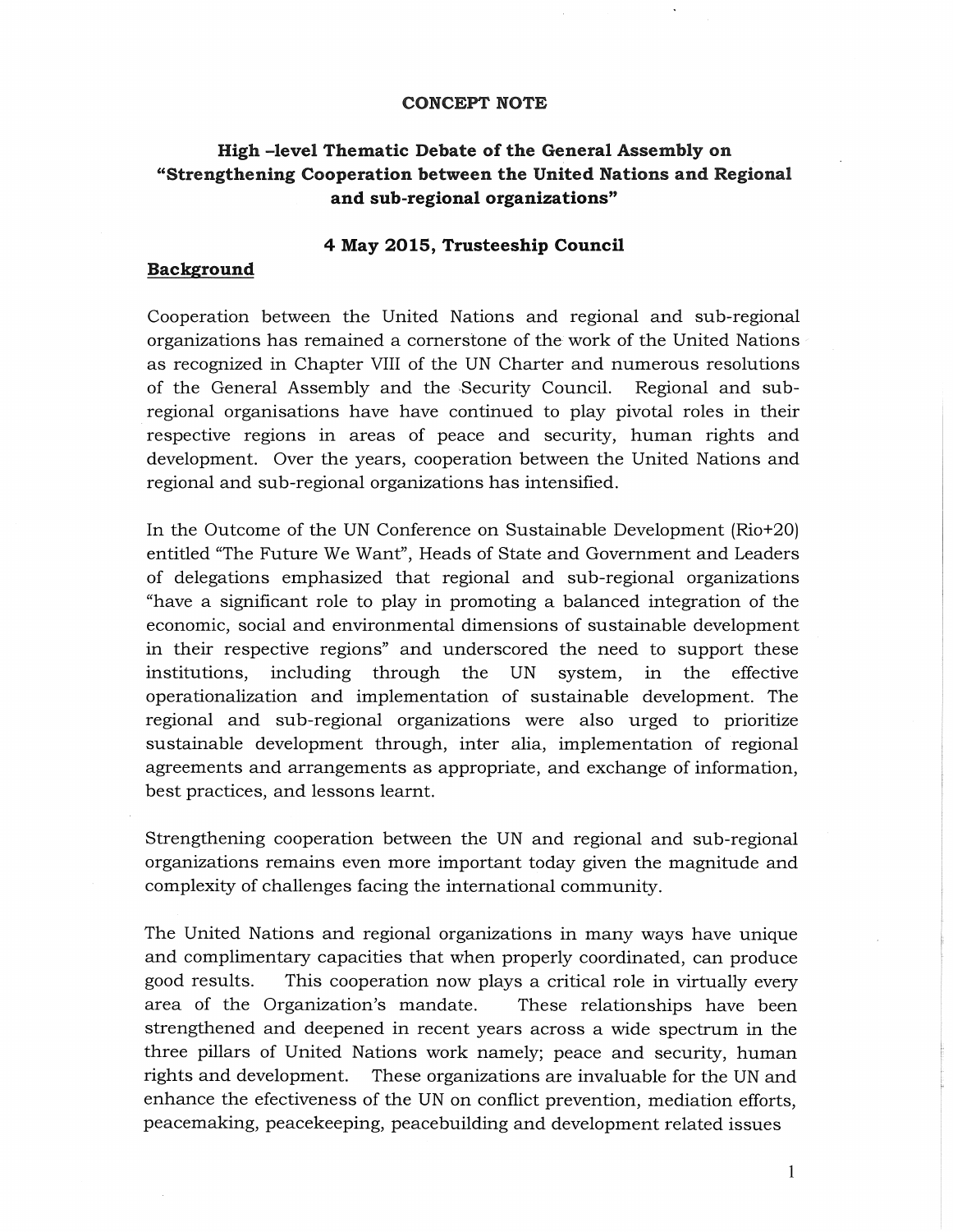# CONCEPT NOTE

## High -level Thematic Debate of the General Assembly on "Strengthening Cooperation between the United Nations and Regional and sub-regional organizations"

### 4 May 2015, Trusteeship Council

**Background**

Cooperation between the United Nations and regional and sub-regional organizations has remained a cornerstone of the work of the United Nations as recognized in Chapter VIII of the UN Charter and numerous resolutions of the General Assembly and the Security Council. Regional and sub-regional organisations have have continued to play pivotal roles in their respective regions in areas of peace and security, human rights and development. Over the years, cooperation between the United Nations and regional and sub-regional organizations has intensified.

In the Outcome of the UN Conference on Sustainable Development (Rio+20) entitled "The Future We Want", Heads of State and Government and Leaders of delegations emphasized that regional and sub-regional organizations "have a significant role to play in promoting a balanced integration of the economic, social and environmental dimensions of sustainable development in their respective regions" and underscored the need to support these institutions, including through the UN system, in the effective operationalization and implementation of sustainable development. The regional and sub-regional organizations were also urged to prioritize sustainable development through, inter alia, implementation of regional agreements and arrangements as appropriate, and exchange of information, best practices, and lessons learnt.

Strengthening cooperation between the UN and regional and sub-regional organizations remains even more important today given the magnitude and complexity of challenges facing the international community.

The United Nations and regional organizations in many ways have unique and complimentary capacities that when properly coordinated, can produce good results. This cooperation now plays a critical role in virtually every area of the Organization's mandate. These relationships have been strengthened and deepened in recent years across a wide spectrum in the three pillars of United Nations work namely; peace and security, human rights and development. These organizations are invaluable for the UN and enhance the efectiveness of the UN on conflict prevention, mediation efforts, peacemaking, peacekeeping, peacebuilding and development related issues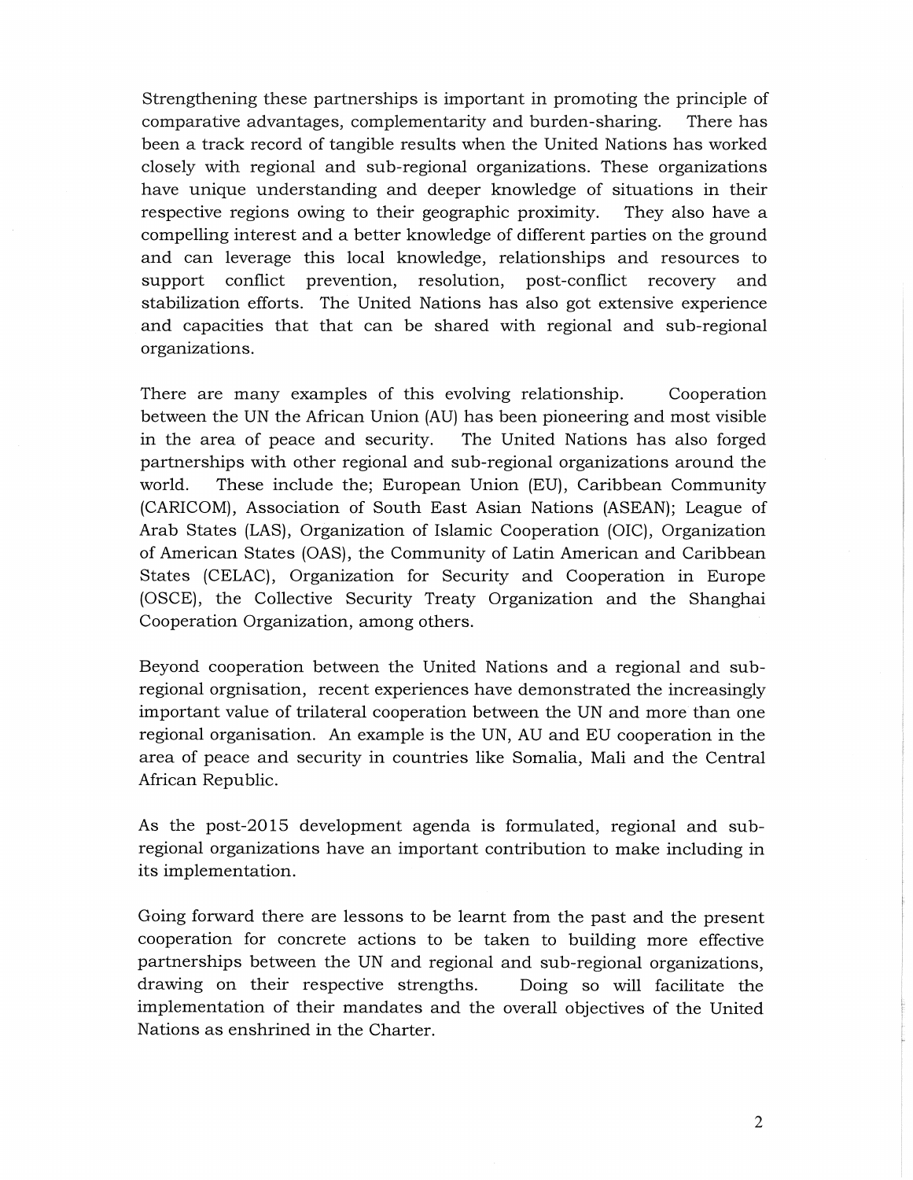Strengthening these partnerships is important in promoting the principle of comparative advantages, complementarity and burden-sharing. There has been a track record of tangible results when the United Nations has worked closely with regional and sub-regional organizations. These organizations have unique understanding and deeper knowledge of situations in their respective regions owing to their geographic proximity. They also have a compelling interest and a better knowledge of different parties on the ground and can leverage this local knowledge, relationships and resources to support conflict prevention, resolution, post-conflict recovery and stabilization efforts. The United Nations has also got extensive experience and capacities that that can be shared with regional and sub-regional organizations.

There are many examples of this evolving relationship. Cooperation between the UN the African Union (AU) has been pioneering and most visible in the area of peace and security. The United Nations has also forged partnerships with other regional and sub-regional organizations around the world. These include the; European Union (EU), Caribbean Community (CARICOM), Association of South East Asian Nations (ASEAN); League of Arab States (LAS), Organization of Islamic Cooperation (OIC), Organization of American States (OAS), the Community of Latin American and Caribbean States (CELAC), Organization for Security and Cooperation in Europe (OSCE), the Collective Security Treaty Organization and the Shanghai Cooperation Organization, among others.

Beyond cooperation between the United Nations and a regional and sub-regional orgnisation, recent experiences have demonstrated the increasingly important value of trilateral cooperation between the UN and more than one regional organisation. An example is the UN, AU and EU cooperation in the area of peace and security in countries like Somalia, Mali and the Central African Republic.

As the post-2015 development agenda is formulated, regional and sub-regional organizations have an important contribution to make including in its implementation.

Going forward there are lessons to be learnt from the past and the present cooperation for concrete actions to be taken to building more effective partnerships between the UN and regional and sub-regional organizations, drawing on their respective strengths. Doing so will facilitate the implementation of their mandates and the overall objectives of the United Nations as enshrined in the Charter.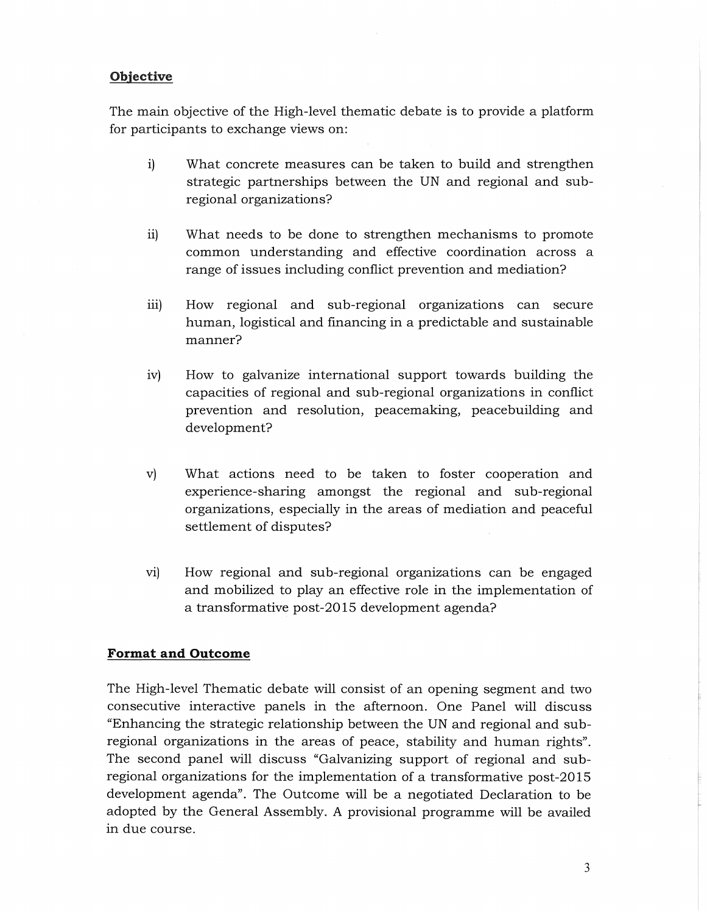## Objective

The main objective of the High-level thematic debate is to provide a platform for participants to exchange views on:

i) What concrete measures can be taken to build and strengthen strategic partnerships between the UN and regional and sub-regional organizations?

ii) What needs to be done to strengthen mechanisms to promote common understanding and effective coordination across a range of issues including conflict prevention and mediation?

iii) How regional and sub-regional organizations can secure human, logistical and financing in a predictable and sustainable manner?

iv) How to galvanize international support towards building the capacities of regional and sub-regional organizations in conflict prevention and resolution, peacemaking, peacebuilding and development?

v) What actions need to be taken to foster cooperation and experience-sharing amongst the regional and sub-regional organizations, especially in the areas of mediation and peaceful settlement of disputes?

vi) How regional and sub-regional organizations can be engaged and mobilized to play an effective role in the implementation of a transformative post-2015 development agenda?

## Format and Outcome

The High-level Thematic debate will consist of an opening segment and two consecutive interactive panels in the afternoon. One Panel will discuss "Enhancing the strategic relationship between the UN and regional and sub-regional organizations in the areas of peace, stability and human rights". The second panel will discuss "Galvanizing support of regional and sub-regional organizations for the implementation of a transformative post-2015 development agenda". The Outcome will be a negotiated Declaration to be adopted by the General Assembly. A provisional programme will be availed in due course.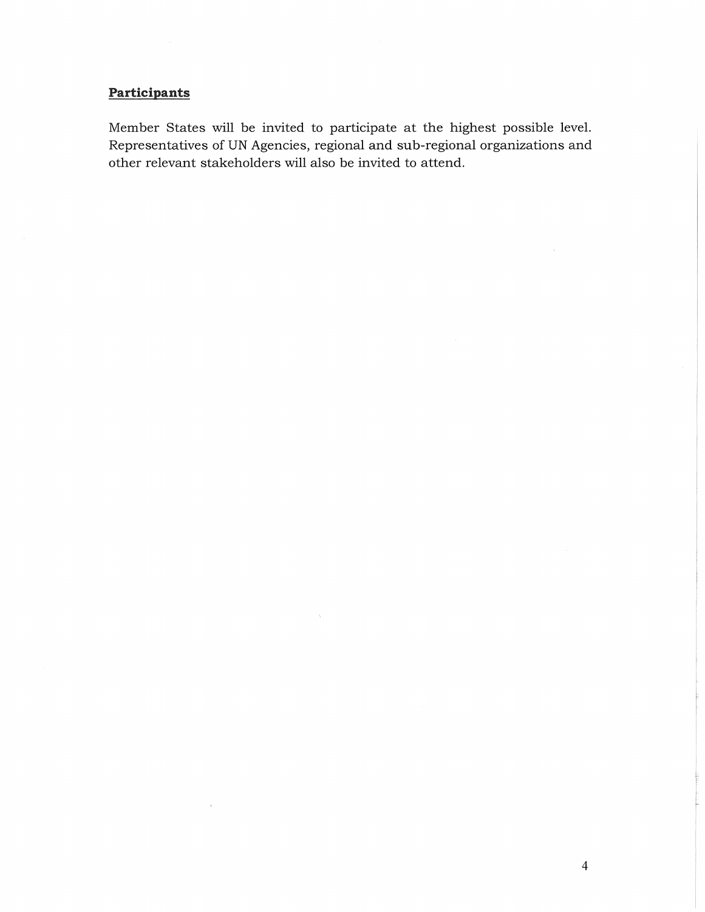**Participants**

Member States will be invited to participate at the highest possible level. Representatives of UN Agencies, regional and sub-regional organizations and other relevant stakeholders will also be invited to attend.